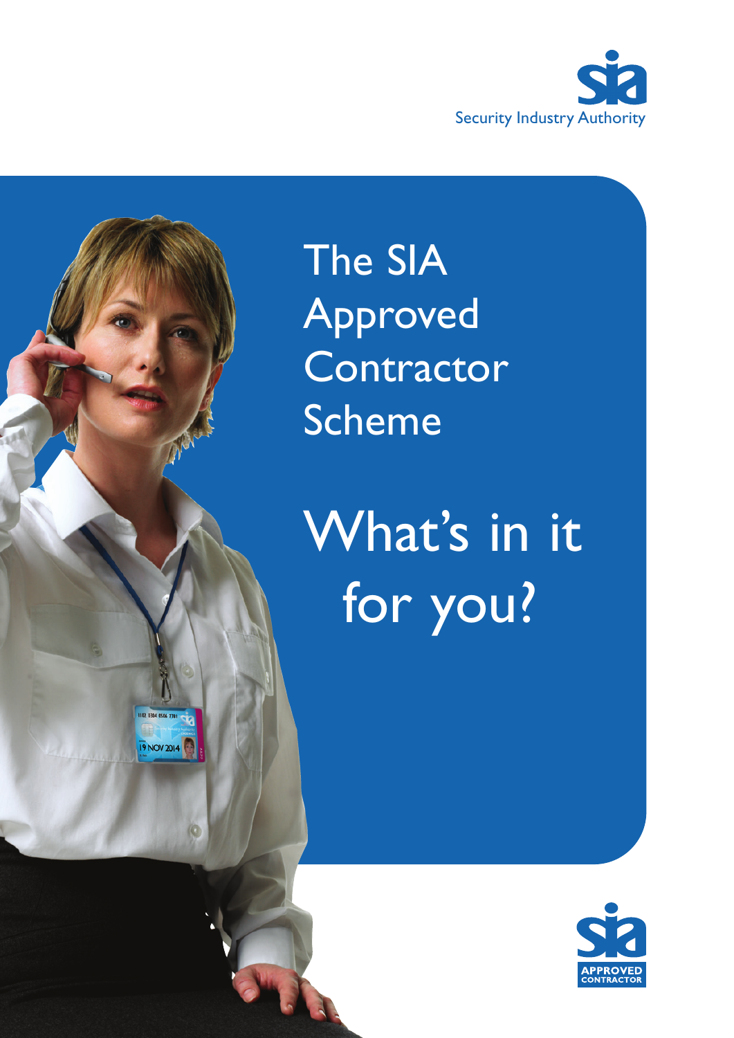Security Industry Authority

# The SIA Approved Contractor Scheme

## What's in it for you?

APPROVED CONTRACTOR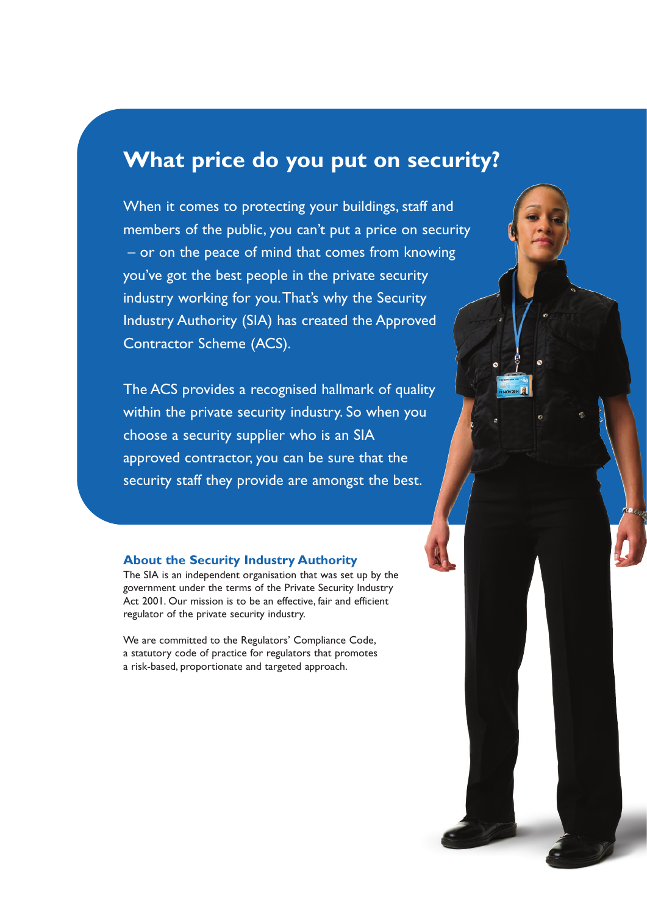# What price do you put on security?

When it comes to protecting your buildings, staff and members of the public, you can't put a price on security – or on the peace of mind that comes from knowing you've got the best people in the private security industry working for you. That's why the Security Industry Authority (SIA) has created the Approved Contractor Scheme (ACS).

The ACS provides a recognised hallmark of quality within the private security industry. So when you choose a security supplier who is an SIA approved contractor, you can be sure that the security staff they provide are amongst the best.

## About the Security Industry Authority

The SIA is an independent organisation that was set up by the government under the terms of the Private Security Industry Act 2001. Our mission is to be an effective, fair and efficient regulator of the private security industry.

We are committed to the Regulators' Compliance Code, a statutory code of practice for regulators that promotes a risk-based, proportionate and targeted approach.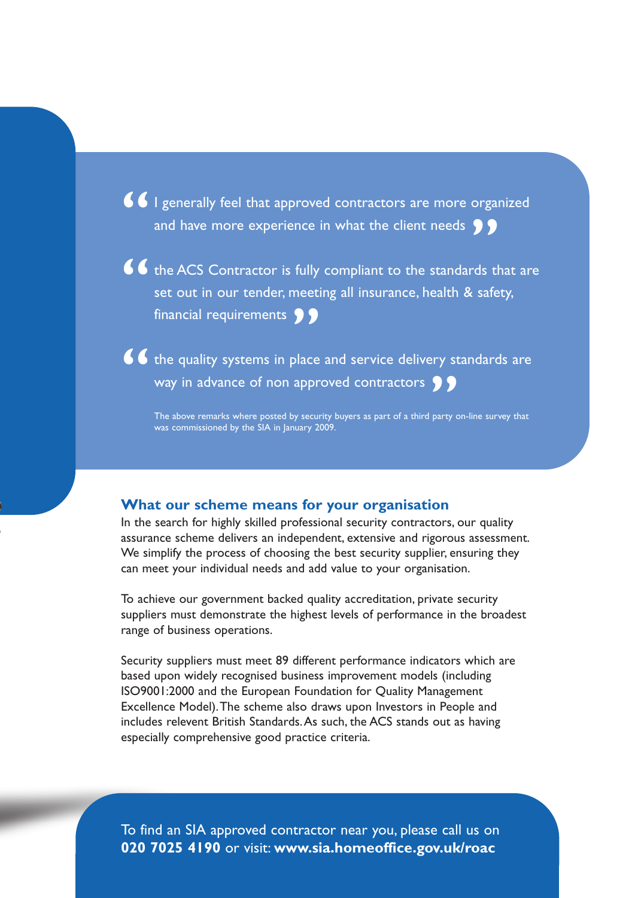> “I generally feel that approved contractors are more organized and have more experience in what the client needs”

> “the ACS Contractor is fully compliant to the standards that are set out in our tender, meeting all insurance, health & safety, financial requirements”

> “the quality systems in place and service delivery standards are way in advance of non approved contractors”

The above remarks where posted by security buyers as part of a third party on-line survey that was commissioned by the SIA in January 2009.

## What our scheme means for your organisation

In the search for highly skilled professional security contractors, our quality assurance scheme delivers an independent, extensive and rigorous assessment. We simplify the process of choosing the best security supplier, ensuring they can meet your individual needs and add value to your organisation.

To achieve our government backed quality accreditation, private security suppliers must demonstrate the highest levels of performance in the broadest range of business operations.

Security suppliers must meet 89 different performance indicators which are based upon widely recognised business improvement models (including ISO9001:2000 and the European Foundation for Quality Management Excellence Model). The scheme also draws upon Investors in People and includes relevent British Standards. As such, the ACS stands out as having especially comprehensive good practice criteria.

To find an SIA approved contractor near you, please call us on **020 7025 4190** or visit: **www.sia.homeoffice.gov.uk/roac**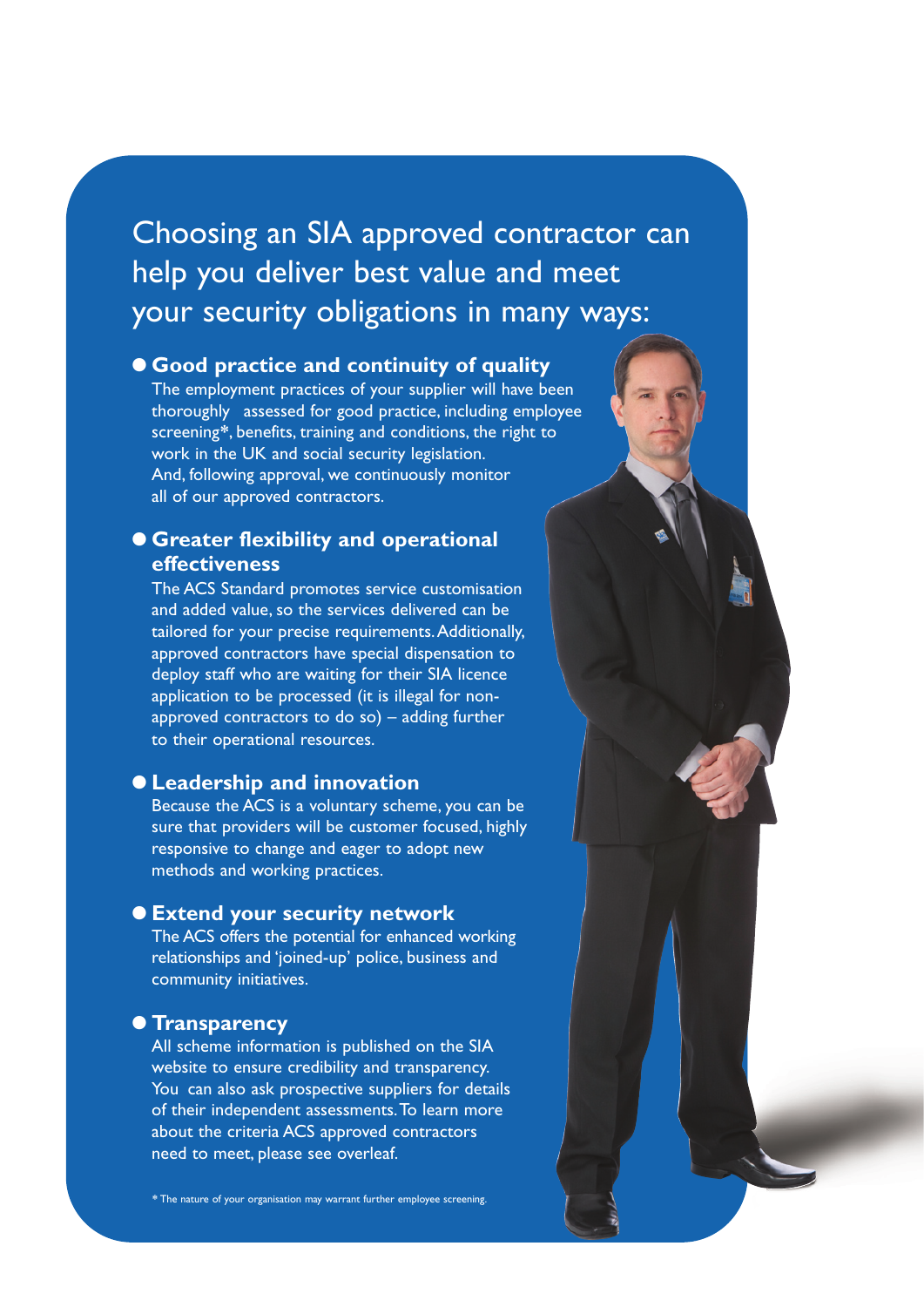## Choosing an SIA approved contractor can help you deliver best value and meet your security obligations in many ways:

- **Good practice and continuity of quality**
  The employment practices of your supplier will have been thoroughly assessed for good practice, including employee screening*, benefits, training and conditions, the right to work in the UK and social security legislation. And, following approval, we continuously monitor all of our approved contractors.

- **Greater flexibility and operational effectiveness**
  The ACS Standard promotes service customisation and added value, so the services delivered can be tailored for your precise requirements. Additionally, approved contractors have special dispensation to deploy staff who are waiting for their SIA licence application to be processed (it is illegal for non-approved contractors to do so) – adding further to their operational resources.

- **Leadership and innovation**
  Because the ACS is a voluntary scheme, you can be sure that providers will be customer focused, highly responsive to change and eager to adopt new methods and working practices.

- **Extend your security network**
  The ACS offers the potential for enhanced working relationships and 'joined-up' police, business and community initiatives.

- **Transparency**
  All scheme information is published on the SIA website to ensure credibility and transparency. You can also ask prospective suppliers for details of their independent assessments. To learn more about the criteria ACS approved contractors need to meet, please see overleaf.

* The nature of your organisation may warrant further employee screening.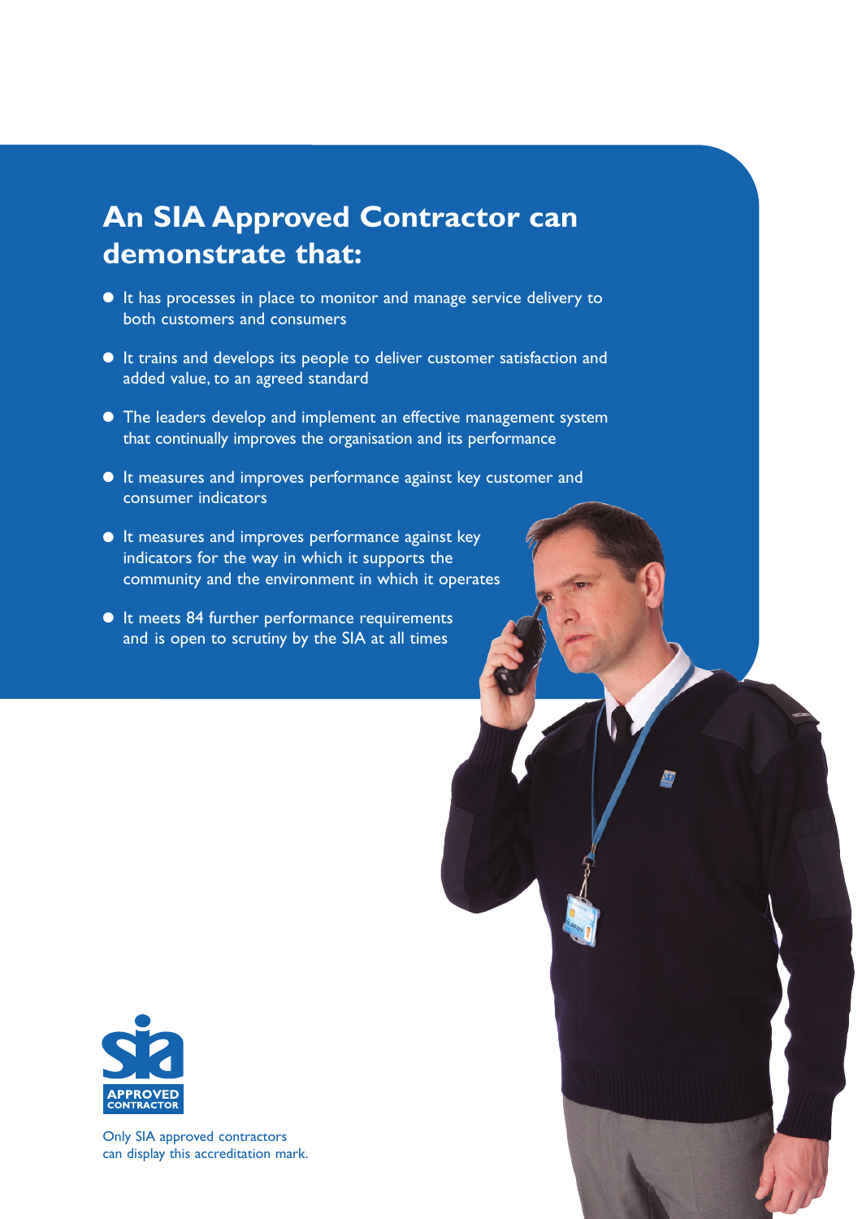## An SIA Approved Contractor can demonstrate that:

- It has processes in place to monitor and manage service delivery to both customers and consumers
- It trains and develops its people to deliver customer satisfaction and added value, to an agreed standard
- The leaders develop and implement an effective management system that continually improves the organisation and its performance
- It measures and improves performance against key customer and consumer indicators
- It measures and improves performance against key indicators for the way in which it supports the community and the environment in which it operates
- It meets 84 further performance requirements and is open to scrutiny by the SIA at all times

Only SIA approved contractors can display this accreditation mark.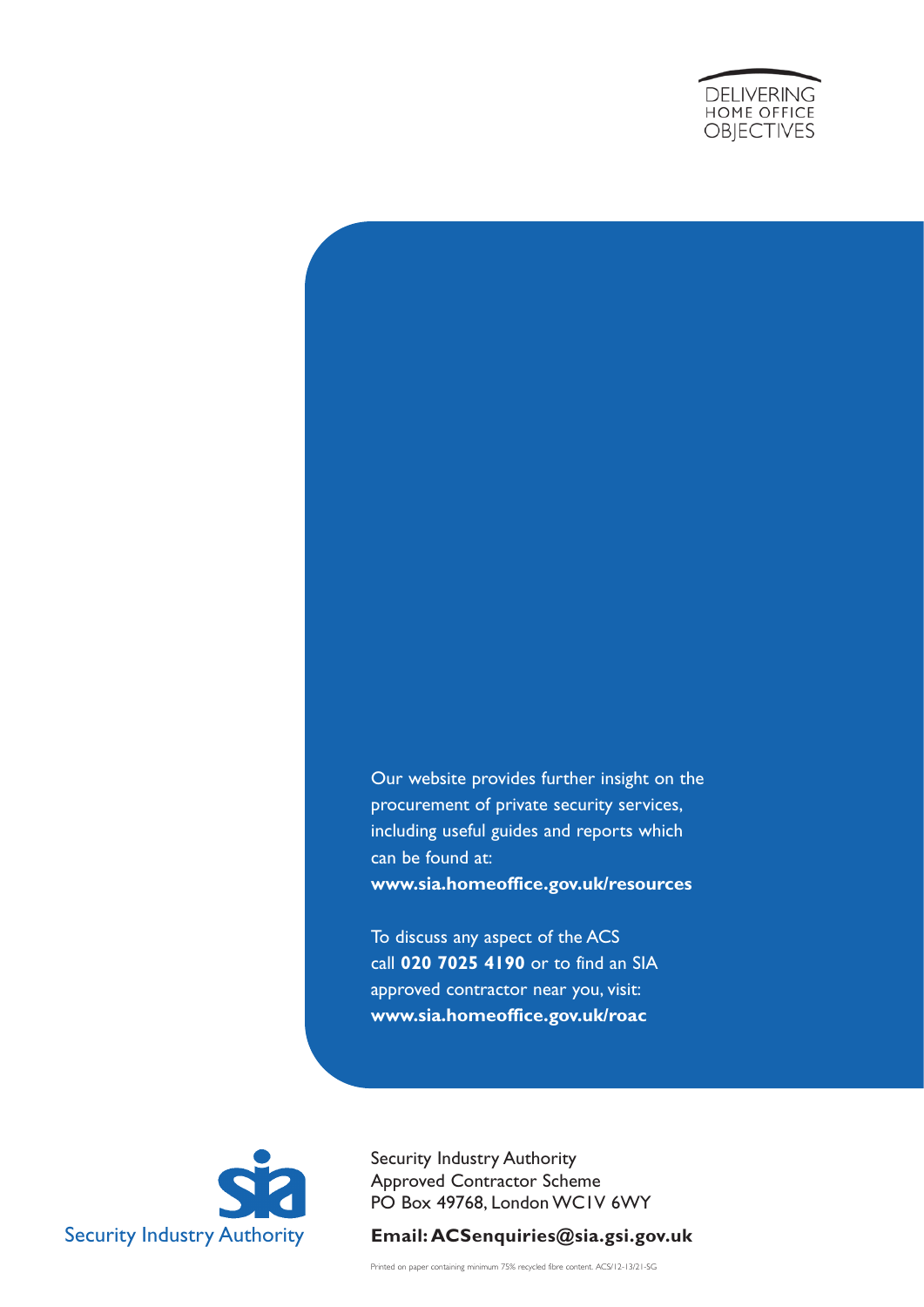DELIVERING HOME OFFICE OBJECTIVES

Our website provides further insight on the procurement of private security services, including useful guides and reports which can be found at:
**www.sia.homeoffice.gov.uk/resources**

To discuss any aspect of the ACS call **020 7025 4190** or to find an SIA approved contractor near you, visit:
**www.sia.homeoffice.gov.uk/roac**

Security Industry Authority

Security Industry Authority
Approved Contractor Scheme
PO Box 49768, London WC1V 6WY

**Email: ACSenquiries@sia.gsi.gov.uk**

Printed on paper containing minimum 75% recycled fibre content. ACS/12-13/21-SG